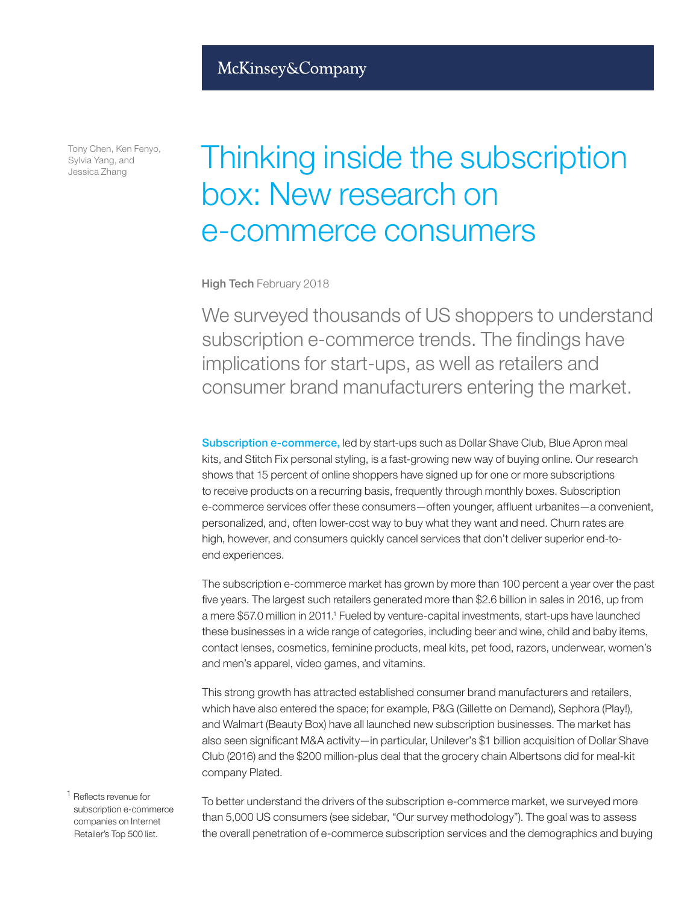McKinsey&Company

Tony Chen, Ken Fenyo, Sylvia Yang, and Jessica Zhang

# Thinking inside the subscription box: New research on e-commerce consumers

**High Tech** February 2018

We surveyed thousands of US shoppers to understand subscription e-commerce trends. The findings have implications for start-ups, as well as retailers and consumer brand manufacturers entering the market.

**Subscription e-commerce,** led by start-ups such as Dollar Shave Club, Blue Apron meal kits, and Stitch Fix personal styling, is a fast-growing new way of buying online. Our research shows that 15 percent of online shoppers have signed up for one or more subscriptions to receive products on a recurring basis, frequently through monthly boxes. Subscription e-commerce services offer these consumers—often younger, affluent urbanites—a convenient, personalized, and, often lower-cost way to buy what they want and need. Churn rates are high, however, and consumers quickly cancel services that don't deliver superior end-to-end experiences.

The subscription e-commerce market has grown by more than 100 percent a year over the past five years. The largest such retailers generated more than $2.6 billion in sales in 2016, up from a mere $57.0 million in 2011.[1] Fueled by venture-capital investments, start-ups have launched these businesses in a wide range of categories, including beer and wine, child and baby items, contact lenses, cosmetics, feminine products, meal kits, pet food, razors, underwear, women's and men's apparel, video games, and vitamins.

This strong growth has attracted established consumer brand manufacturers and retailers, which have also entered the space; for example, P&G (Gillette on Demand), Sephora (Play!), and Walmart (Beauty Box) have all launched new subscription businesses. The market has also seen significant M&A activity—in particular, Unilever's $1 billion acquisition of Dollar Shave Club (2016) and the $200 million-plus deal that the grocery chain Albertsons did for meal-kit company Plated.

To better understand the drivers of the subscription e-commerce market, we surveyed more than 5,000 US consumers (see sidebar, "Our survey methodology"). The goal was to assess the overall penetration of e-commerce subscription services and the demographics and buying

[1] Reflects revenue for subscription e-commerce companies on Internet Retailer's Top 500 list.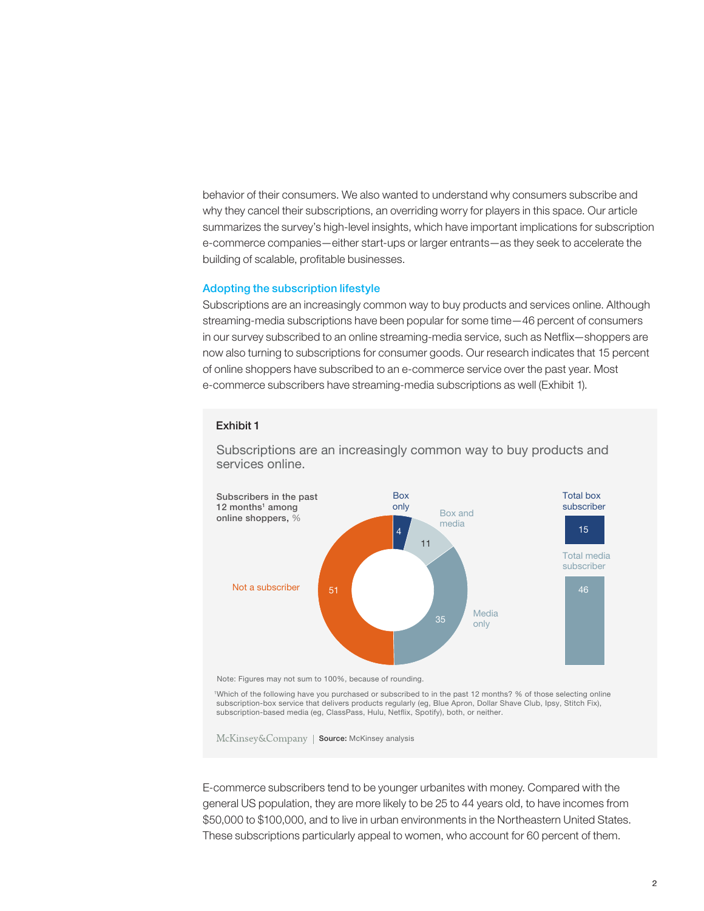behavior of their consumers. We also wanted to understand why consumers subscribe and why they cancel their subscriptions, an overriding worry for players in this space. Our article summarizes the survey's high-level insights, which have important implications for subscription e-commerce companies—either start-ups or larger entrants—as they seek to accelerate the building of scalable, profitable businesses.

## Adopting the subscription lifestyle

Subscriptions are an increasingly common way to buy products and services online. Although streaming-media subscriptions have been popular for some time—46 percent of consumers in our survey subscribed to an online streaming-media service, such as Netflix—shoppers are now also turning to subscriptions for consumer goods. Our research indicates that 15 percent of online shoppers have subscribed to an e-commerce service over the past year. Most e-commerce subscribers have streaming-media subscriptions as well (Exhibit 1).

**Exhibit 1**

Subscriptions are an increasingly common way to buy products and services online.

**Subscribers in the past 12 months[1] among online shoppers, %**

| Category | % |
| --- | --- |
| Box only | 4 |
| Box and media | 11 |
| Media only | 35 |
| Not a subscriber | 51 |

| Total | % |
| --- | --- |
| Total box subscriber | 15 |
| Total media subscriber | 46 |

Note: Figures may not sum to 100%, because of rounding.

[1] Which of the following have you purchased or subscribed to in the past 12 months? % of those selecting online subscription-box service that delivers products regularly (eg, Blue Apron, Dollar Shave Club, Ipsy, Stitch Fix), subscription-based media (eg, ClassPass, Hulu, Netflix, Spotify), both, or neither.

McKinsey&Company | **Source:** McKinsey analysis

E-commerce subscribers tend to be younger urbanites with money. Compared with the general US population, they are more likely to be 25 to 44 years old, to have incomes from $50,000 to $100,000, and to live in urban environments in the Northeastern United States. These subscriptions particularly appeal to women, who account for 60 percent of them.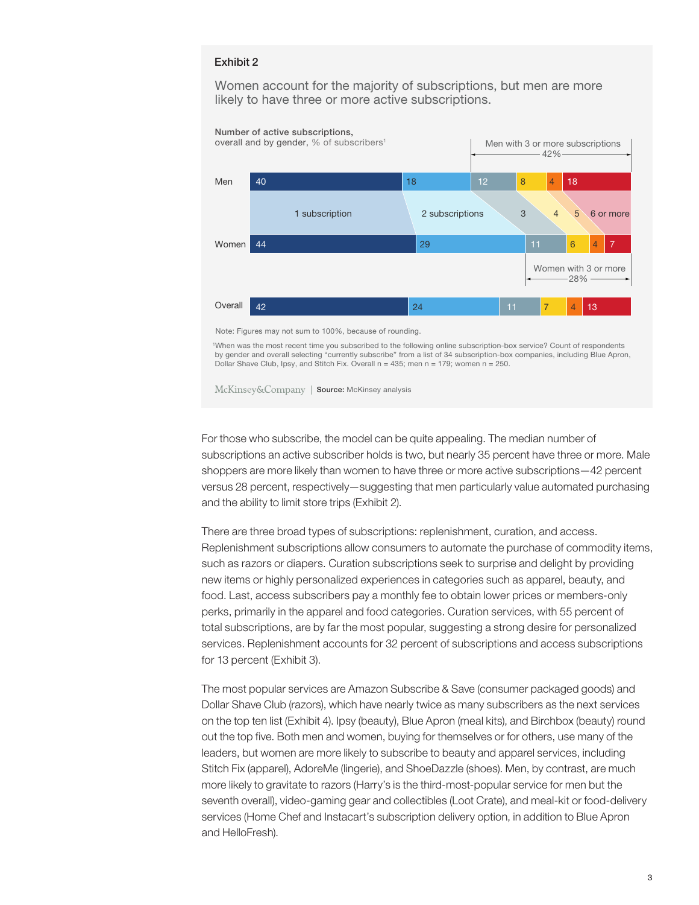Exhibit 2

Women account for the majority of subscriptions, but men are more likely to have three or more active subscriptions.

Number of active subscriptions, overall and by gender, % of subscribers[1]

| | 1 subscription | 2 subscriptions | 3 | 4 | 5 | 6 or more |
|---|---|---|---|---|---|---|
| Men | 40 | 18 | 12 | 8 | 4 | 18 |
| Women | 44 | 29 | 11 | 6 | 4 | 7 |
| Overall | 42 | 24 | 11 | 7 | 4 | 13 |

Men with 3 or more subscriptions: 42%

Women with 3 or more: 28%

Note: Figures may not sum to 100%, because of rounding.

[1]When was the most recent time you subscribed to the following online subscription-box service? Count of respondents by gender and overall selecting "currently subscribe" from a list of 34 subscription-box companies, including Blue Apron, Dollar Shave Club, Ipsy, and Stitch Fix. Overall n = 435; men n = 179; women n = 250.

McKinsey&Company | **Source:** McKinsey analysis

For those who subscribe, the model can be quite appealing. The median number of subscriptions an active subscriber holds is two, but nearly 35 percent have three or more. Male shoppers are more likely than women to have three or more active subscriptions—42 percent versus 28 percent, respectively—suggesting that men particularly value automated purchasing and the ability to limit store trips (Exhibit 2).

There are three broad types of subscriptions: replenishment, curation, and access. Replenishment subscriptions allow consumers to automate the purchase of commodity items, such as razors or diapers. Curation subscriptions seek to surprise and delight by providing new items or highly personalized experiences in categories such as apparel, beauty, and food. Last, access subscribers pay a monthly fee to obtain lower prices or members-only perks, primarily in the apparel and food categories. Curation services, with 55 percent of total subscriptions, are by far the most popular, suggesting a strong desire for personalized services. Replenishment accounts for 32 percent of subscriptions and access subscriptions for 13 percent (Exhibit 3).

The most popular services are Amazon Subscribe & Save (consumer packaged goods) and Dollar Shave Club (razors), which have nearly twice as many subscribers as the next services on the top ten list (Exhibit 4). Ipsy (beauty), Blue Apron (meal kits), and Birchbox (beauty) round out the top five. Both men and women, buying for themselves or for others, use many of the leaders, but women are more likely to subscribe to beauty and apparel services, including Stitch Fix (apparel), AdoreMe (lingerie), and ShoeDazzle (shoes). Men, by contrast, are much more likely to gravitate to razors (Harry's is the third-most-popular service for men but the seventh overall), video-gaming gear and collectibles (Loot Crate), and meal-kit or food-delivery services (Home Chef and Instacart's subscription delivery option, in addition to Blue Apron and HelloFresh).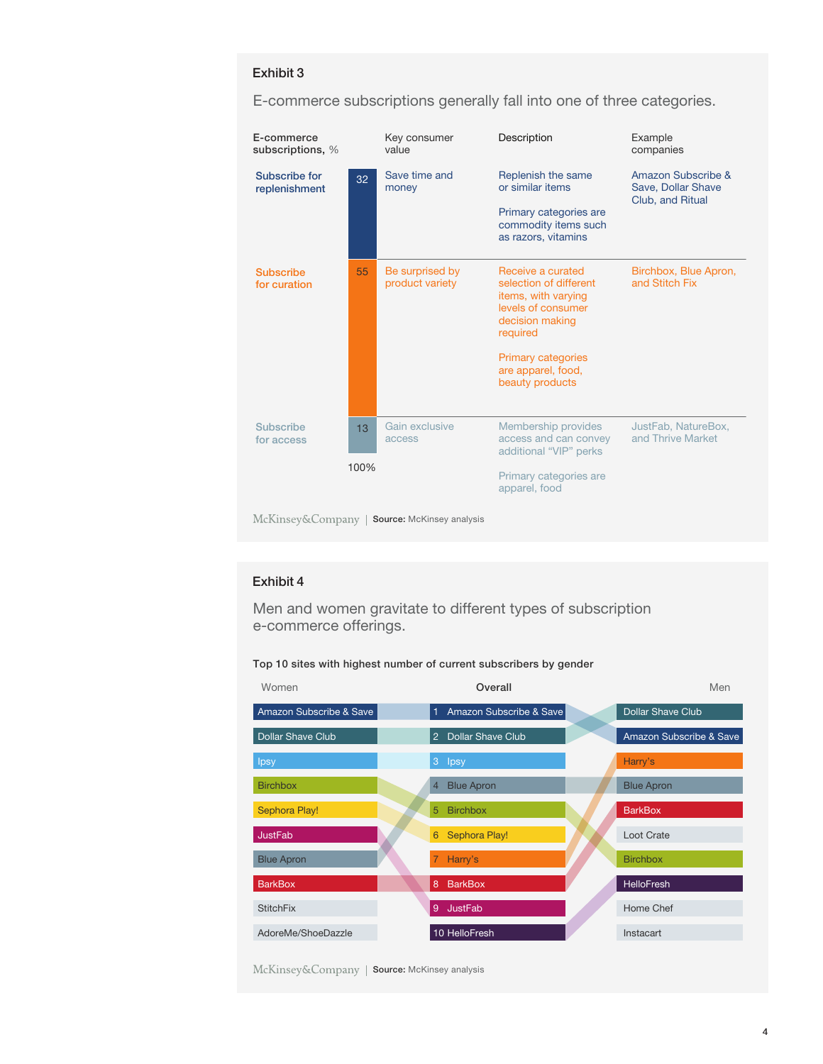### Exhibit 3

E-commerce subscriptions generally fall into one of three categories.

| E-commerce subscriptions, % | | Key consumer value | Description | Example companies |
|---|---|---|---|---|
| Subscribe for replenishment | 32 | Save time and money | Replenish the same or similar items<br><br>Primary categories are commodity items such as razors, vitamins | Amazon Subscribe & Save, Dollar Shave Club, and Ritual |
| Subscribe for curation | 55 | Be surprised by product variety | Receive a curated selection of different items, with varying levels of consumer decision making required<br><br>Primary categories are apparel, food, beauty products | Birchbox, Blue Apron, and Stitch Fix |
| Subscribe for access | 13 | Gain exclusive access | Membership provides access and can convey additional "VIP" perks<br><br>Primary categories are apparel, food | JustFab, NatureBox, and Thrive Market |
| | 100% | | | |

McKinsey&Company | **Source:** McKinsey analysis

### Exhibit 4

Men and women gravitate to different types of subscription e-commerce offerings.

**Top 10 sites with highest number of current subscribers by gender**

| Women | Overall | Men |
|---|---|---|
| Amazon Subscribe & Save | 1 Amazon Subscribe & Save | Dollar Shave Club |
| Dollar Shave Club | 2 Dollar Shave Club | Amazon Subscribe & Save |
| Ipsy | 3 Ipsy | Harry's |
| Birchbox | 4 Blue Apron | Blue Apron |
| Sephora Play! | 5 Birchbox | BarkBox |
| JustFab | 6 Sephora Play! | Loot Crate |
| Blue Apron | 7 Harry's | Birchbox |
| BarkBox | 8 BarkBox | HelloFresh |
| StitchFix | 9 JustFab | Home Chef |
| AdoreMe/ShoeDazzle | 10 HelloFresh | Instacart |

McKinsey&Company | **Source:** McKinsey analysis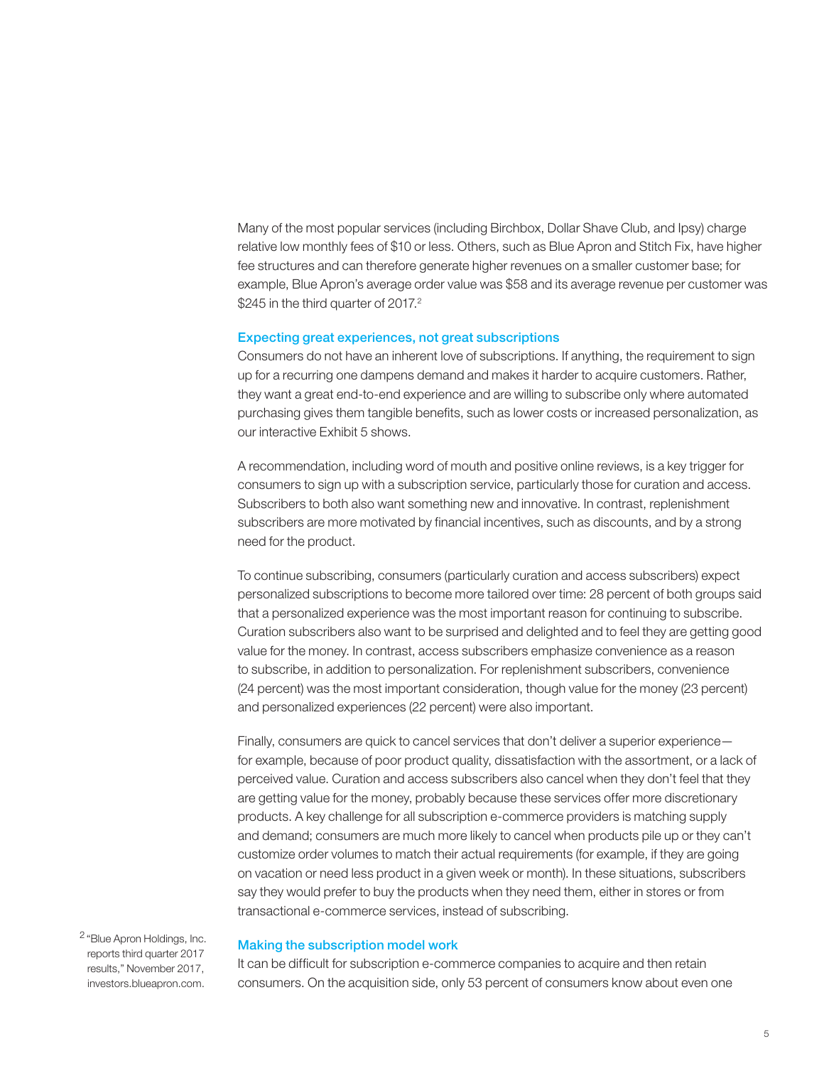Many of the most popular services (including Birchbox, Dollar Shave Club, and Ipsy) charge relative low monthly fees of $10 or less. Others, such as Blue Apron and Stitch Fix, have higher fee structures and can therefore generate higher revenues on a smaller customer base; for example, Blue Apron's average order value was $58 and its average revenue per customer was $245 in the third quarter of 2017.[2]

### Expecting great experiences, not great subscriptions

Consumers do not have an inherent love of subscriptions. If anything, the requirement to sign up for a recurring one dampens demand and makes it harder to acquire customers. Rather, they want a great end-to-end experience and are willing to subscribe only where automated purchasing gives them tangible benefits, such as lower costs or increased personalization, as our interactive Exhibit 5 shows.

A recommendation, including word of mouth and positive online reviews, is a key trigger for consumers to sign up with a subscription service, particularly those for curation and access. Subscribers to both also want something new and innovative. In contrast, replenishment subscribers are more motivated by financial incentives, such as discounts, and by a strong need for the product.

To continue subscribing, consumers (particularly curation and access subscribers) expect personalized subscriptions to become more tailored over time: 28 percent of both groups said that a personalized experience was the most important reason for continuing to subscribe. Curation subscribers also want to be surprised and delighted and to feel they are getting good value for the money. In contrast, access subscribers emphasize convenience as a reason to subscribe, in addition to personalization. For replenishment subscribers, convenience (24 percent) was the most important consideration, though value for the money (23 percent) and personalized experiences (22 percent) were also important.

Finally, consumers are quick to cancel services that don't deliver a superior experience—for example, because of poor product quality, dissatisfaction with the assortment, or a lack of perceived value. Curation and access subscribers also cancel when they don't feel that they are getting value for the money, probably because these services offer more discretionary products. A key challenge for all subscription e-commerce providers is matching supply and demand; consumers are much more likely to cancel when products pile up or they can't customize order volumes to match their actual requirements (for example, if they are going on vacation or need less product in a given week or month). In these situations, subscribers say they would prefer to buy the products when they need them, either in stores or from transactional e-commerce services, instead of subscribing.

### Making the subscription model work

It can be difficult for subscription e-commerce companies to acquire and then retain consumers. On the acquisition side, only 53 percent of consumers know about even one

[2] "Blue Apron Holdings, Inc. reports third quarter 2017 results," November 2017, investors.blueapron.com.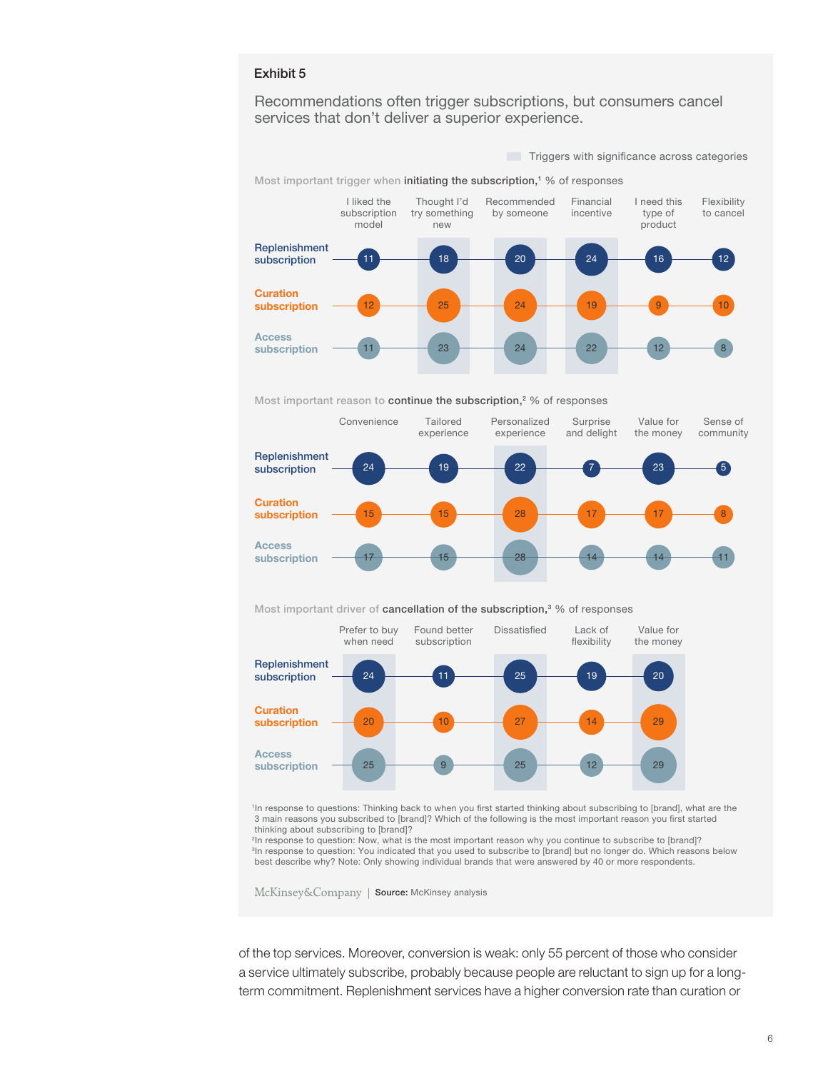Exhibit 5

Recommendations often trigger subscriptions, but consumers cancel services that don't deliver a superior experience.

Triggers with significance across categories

Most important trigger when **initiating the subscription,**[1] % of responses

| | I liked the subscription model | Thought I'd try something new | Recommended by someone | Financial incentive | I need this type of product | Flexibility to cancel |
|---|---|---|---|---|---|---|
| Replenishment subscription | 11 | 18 | 20 | 24 | 16 | 12 |
| Curation subscription | 12 | 25 | 24 | 19 | 9 | 10 |
| Access subscription | 11 | 23 | 24 | 22 | 12 | 8 |

Most important reason to **continue the subscription,**[2] % of responses

| | Convenience | Tailored experience | Personalized experience | Surprise and delight | Value for the money | Sense of community |
|---|---|---|---|---|---|---|
| Replenishment subscription | 24 | 19 | 22 | 7 | 23 | 5 |
| Curation subscription | 15 | 15 | 28 | 17 | 17 | 8 |
| Access subscription | 17 | 15 | 28 | 14 | 14 | 11 |

Most important driver of **cancellation of the subscription,**[3] % of responses

| | Prefer to buy when need | Found better subscription | Dissatisfied | Lack of flexibility | Value for the money |
|---|---|---|---|---|---|
| Replenishment subscription | 24 | 11 | 25 | 19 | 20 |
| Curation subscription | 20 | 10 | 27 | 14 | 29 |
| Access subscription | 25 | 9 | 25 | 12 | 29 |

[1]In response to questions: Thinking back to when you first started thinking about subscribing to [brand], what are the 3 main reasons you subscribed to [brand]? Which of the following is the most important reason you first started thinking about subscribing to [brand]?
[2]In response to question: Now, what is the most important reason why you continue to subscribe to [brand]?
[3]In response to question: You indicated that you used to subscribe to [brand] but no longer do. Which reasons below best describe why? Note: Only showing individual brands that were answered by 40 or more respondents.

McKinsey&Company | **Source:** McKinsey analysis

of the top services. Moreover, conversion is weak: only 55 percent of those who consider a service ultimately subscribe, probably because people are reluctant to sign up for a long-term commitment. Replenishment services have a higher conversion rate than curation or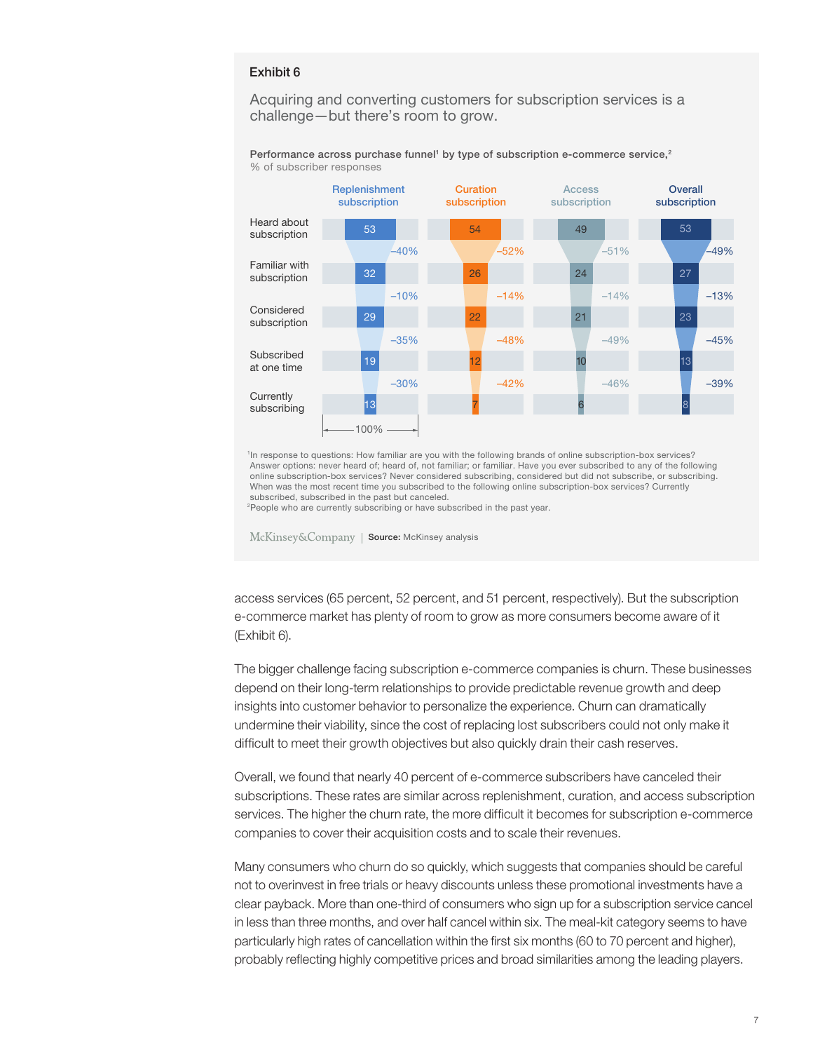### Exhibit 6

## Acquiring and converting customers for subscription services is a challenge—but there's room to grow.

**Performance across purchase funnel[1] by type of subscription e-commerce service,[2]**
% of subscriber responses

| | Replenishment subscription | Curation subscription | Access subscription | Overall subscription |
|---|---|---|---|---|
| Heard about subscription | 53 | 54 | 49 | 53 |
| | –40% | –52% | –51% | –49% |
| Familiar with subscription | 32 | 26 | 24 | 27 |
| | –10% | –14% | –14% | –13% |
| Considered subscription | 29 | 22 | 21 | 23 |
| | –35% | –48% | –49% | –45% |
| Subscribed at one time | 19 | 12 | 10 | 13 |
| | –30% | –42% | –46% | –39% |
| Currently subscribing | 13 | 7 | 6 | 8 |

100%

[1]In response to questions: How familiar are you with the following brands of online subscription-box services? Answer options: never heard of; heard of, not familiar; or familiar. Have you ever subscribed to any of the following online subscription-box services? Never considered subscribing, considered but did not subscribe, or subscribing. When was the most recent time you subscribed to the following online subscription-box services? Currently subscribed, subscribed in the past but canceled.
[2]People who are currently subscribing or have subscribed in the past year.

McKinsey&Company | **Source:** McKinsey analysis

access services (65 percent, 52 percent, and 51 percent, respectively). But the subscription e-commerce market has plenty of room to grow as more consumers become aware of it (Exhibit 6).

The bigger challenge facing subscription e-commerce companies is churn. These businesses depend on their long-term relationships to provide predictable revenue growth and deep insights into customer behavior to personalize the experience. Churn can dramatically undermine their viability, since the cost of replacing lost subscribers could not only make it difficult to meet their growth objectives but also quickly drain their cash reserves.

Overall, we found that nearly 40 percent of e-commerce subscribers have canceled their subscriptions. These rates are similar across replenishment, curation, and access subscription services. The higher the churn rate, the more difficult it becomes for subscription e-commerce companies to cover their acquisition costs and to scale their revenues.

Many consumers who churn do so quickly, which suggests that companies should be careful not to overinvest in free trials or heavy discounts unless these promotional investments have a clear payback. More than one-third of consumers who sign up for a subscription service cancel in less than three months, and over half cancel within six. The meal-kit category seems to have particularly high rates of cancellation within the first six months (60 to 70 percent and higher), probably reflecting highly competitive prices and broad similarities among the leading players.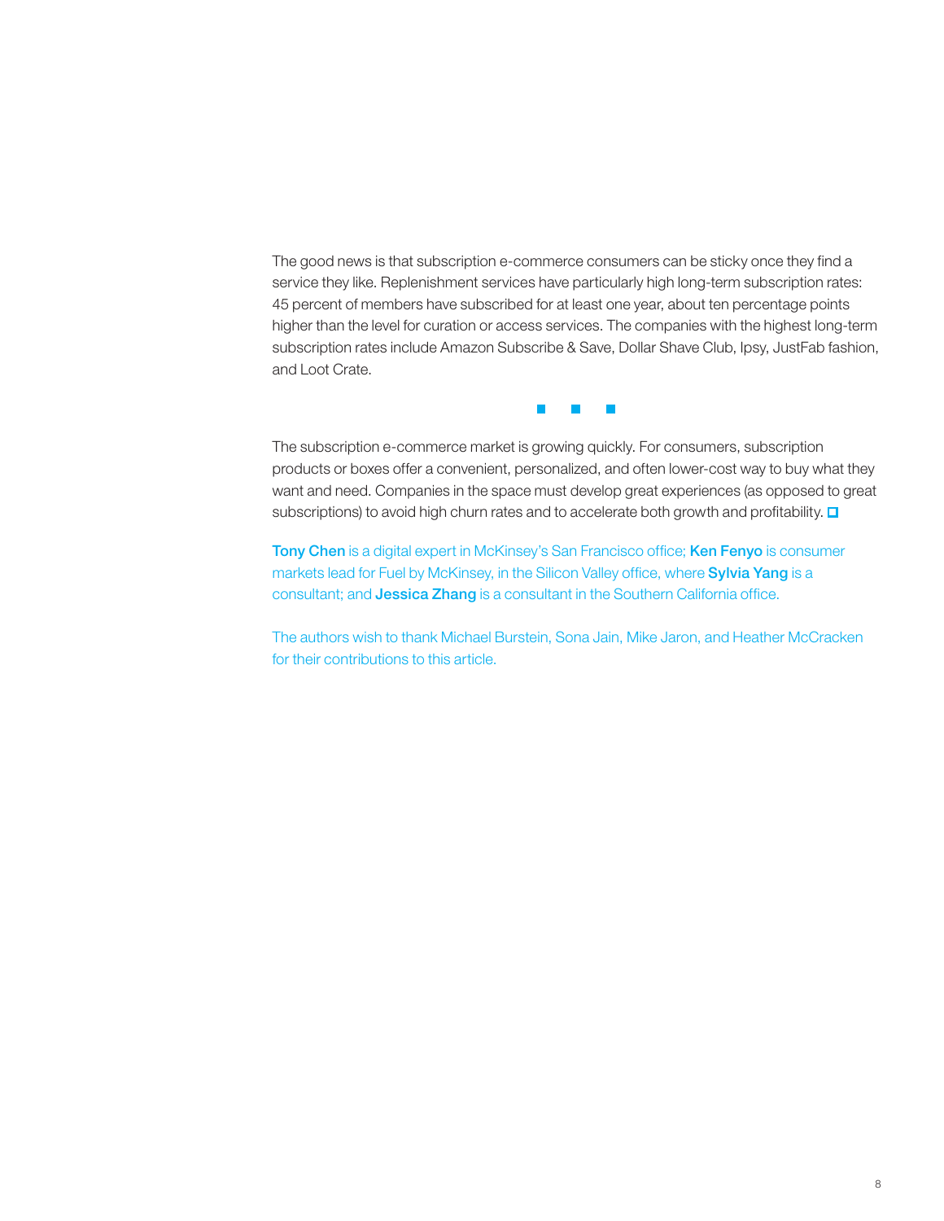The good news is that subscription e-commerce consumers can be sticky once they find a service they like. Replenishment services have particularly high long-term subscription rates: 45 percent of members have subscribed for at least one year, about ten percentage points higher than the level for curation or access services. The companies with the highest long-term subscription rates include Amazon Subscribe & Save, Dollar Shave Club, Ipsy, JustFab fashion, and Loot Crate.

■ ■ ■

The subscription e-commerce market is growing quickly. For consumers, subscription products or boxes offer a convenient, personalized, and often lower-cost way to buy what they want and need. Companies in the space must develop great experiences (as opposed to great subscriptions) to avoid high churn rates and to accelerate both growth and profitability. □

**Tony Chen** is a digital expert in McKinsey's San Francisco office; **Ken Fenyo** is consumer markets lead for Fuel by McKinsey, in the Silicon Valley office, where **Sylvia Yang** is a consultant; and **Jessica Zhang** is a consultant in the Southern California office.

The authors wish to thank Michael Burstein, Sona Jain, Mike Jaron, and Heather McCracken for their contributions to this article.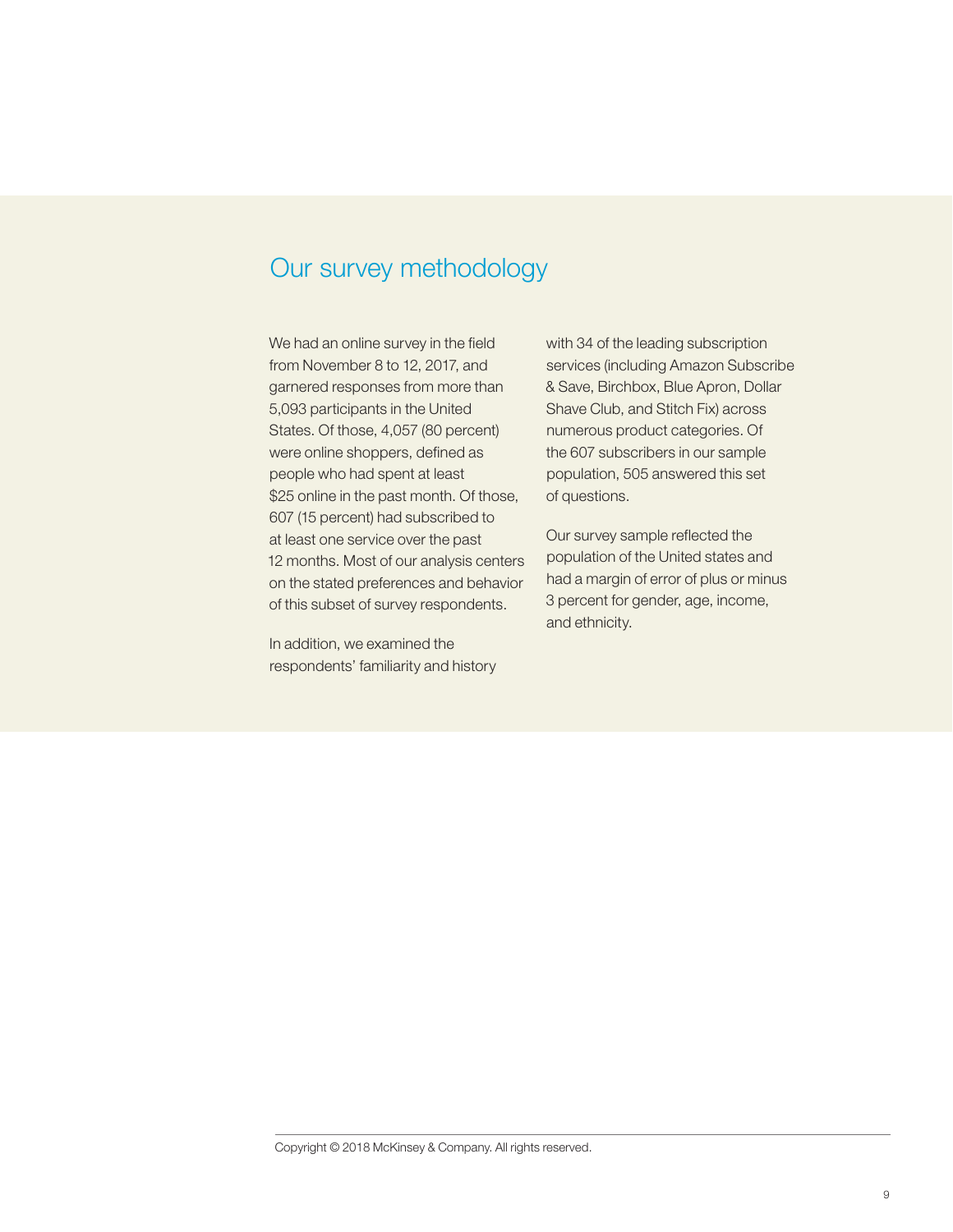## Our survey methodology

We had an online survey in the field from November 8 to 12, 2017, and garnered responses from more than 5,093 participants in the United States. Of those, 4,057 (80 percent) were online shoppers, defined as people who had spent at least $25 online in the past month. Of those, 607 (15 percent) had subscribed to at least one service over the past 12 months. Most of our analysis centers on the stated preferences and behavior of this subset of survey respondents.

In addition, we examined the respondents' familiarity and history with 34 of the leading subscription services (including Amazon Subscribe & Save, Birchbox, Blue Apron, Dollar Shave Club, and Stitch Fix) across numerous product categories. Of the 607 subscribers in our sample population, 505 answered this set of questions.

Our survey sample reflected the population of the United states and had a margin of error of plus or minus 3 percent for gender, age, income, and ethnicity.

Copyright © 2018 McKinsey & Company. All rights reserved.